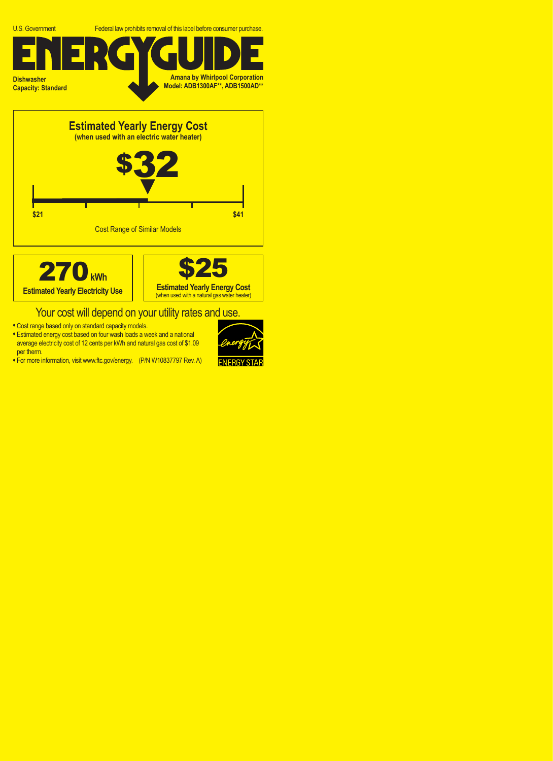U.S. Government

Federal law prohibits removal of this label before consumer purchase.

# ENERGYGUIDE

**Dishwasher**
**Capacity: Standard**

**Amana by Whirlpool Corporation**
**Model: ADB1300AF**, ADB1500AD****

## Estimated Yearly Energy Cost

**(when used with an electric water heater)**

# $32

$21 — $41

Cost Range of Similar Models

**270** kWh
**Estimated Yearly Electricity Use**

**$25**
**Estimated Yearly Energy Cost**
(when used with a natural gas water heater)

Your cost will depend on your utility rates and use.

- Cost range based only on standard capacity models.
- Estimated energy cost based on four wash loads a week and a national average electricity cost of 12 cents per kWh and natural gas cost of $1.09 per therm.
- For more information, visit www.ftc.gov/energy. (P/N W10837797 Rev. A)

ENERGY STAR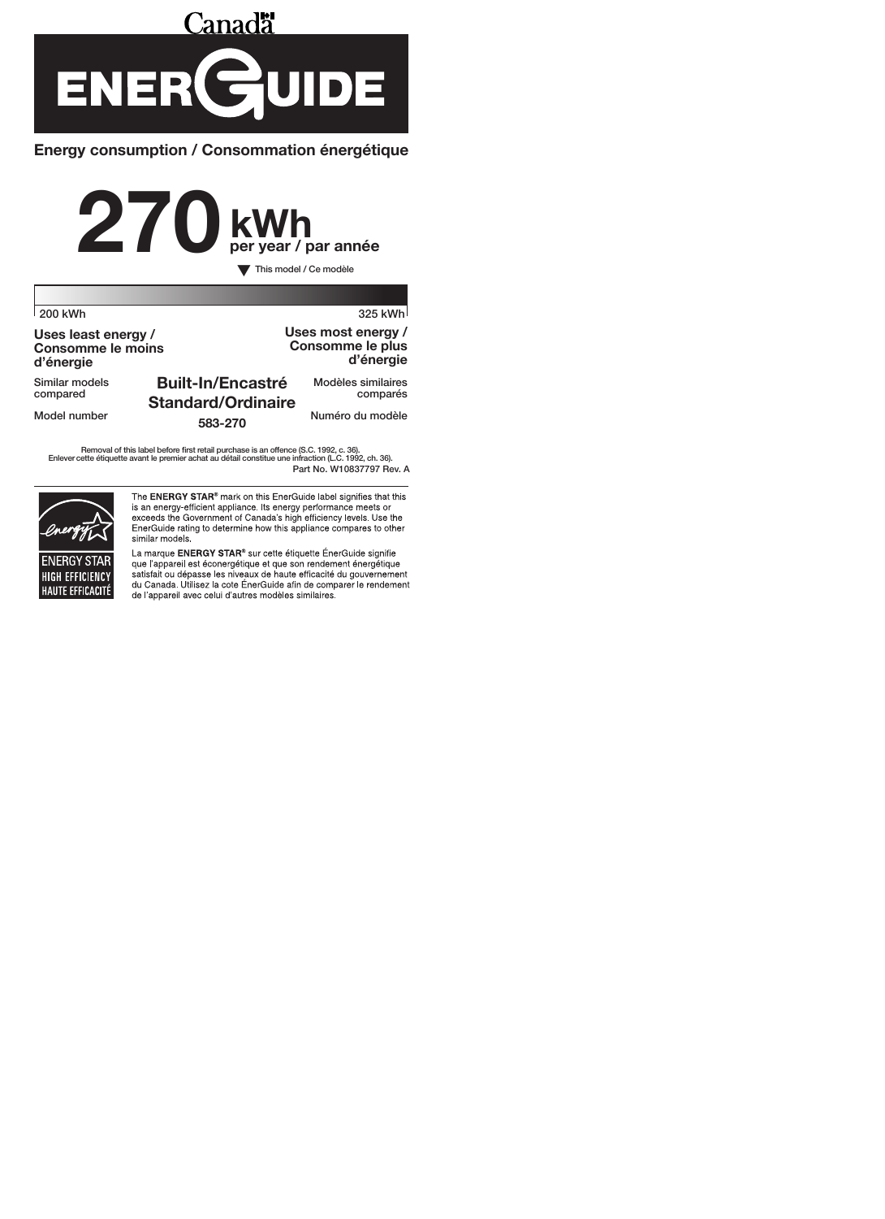Canada

# ENERGUIDE

**Energy consumption / Consommation énergétique**

# 270 kWh

**per year / par année**

▼ This model / Ce modèle

200 kWh

325 kWh

**Uses least energy / Consomme le moins d'énergie**

**Uses most energy / Consomme le plus d'énergie**

Similar models compared

**Built-In/Encastré**

**Standard/Ordinaire**

Modèles similaires comparés

Model number

**583-270**

Numéro du modèle

Removal of this label before first retail purchase is an offence (S.C. 1992, c. 36).
Enlever cette étiquette avant le premier achat au détail constitue une infraction (L.C. 1992, ch. 36).

Part No. W10837797 Rev. A

energy

ENERGY STAR
HIGH EFFICIENCY
HAUTE EFFICACITÉ

The **ENERGY STAR®** mark on this EnerGuide label signifies that this is an energy-efficient appliance. Its energy performance meets or exceeds the Government of Canada's high efficiency levels. Use the EnerGuide rating to determine how this appliance compares to other similar models.

La marque **ENERGY STAR®** sur cette étiquette ÉnerGuide signifie que l'appareil est éconergétique et que son rendement énergétique satisfait ou dépasse les niveaux de haute efficacité du gouvernement du Canada. Utilisez la cote ÉnerGuide afin de comparer le rendement de l'appareil avec celui d'autres modèles similaires.